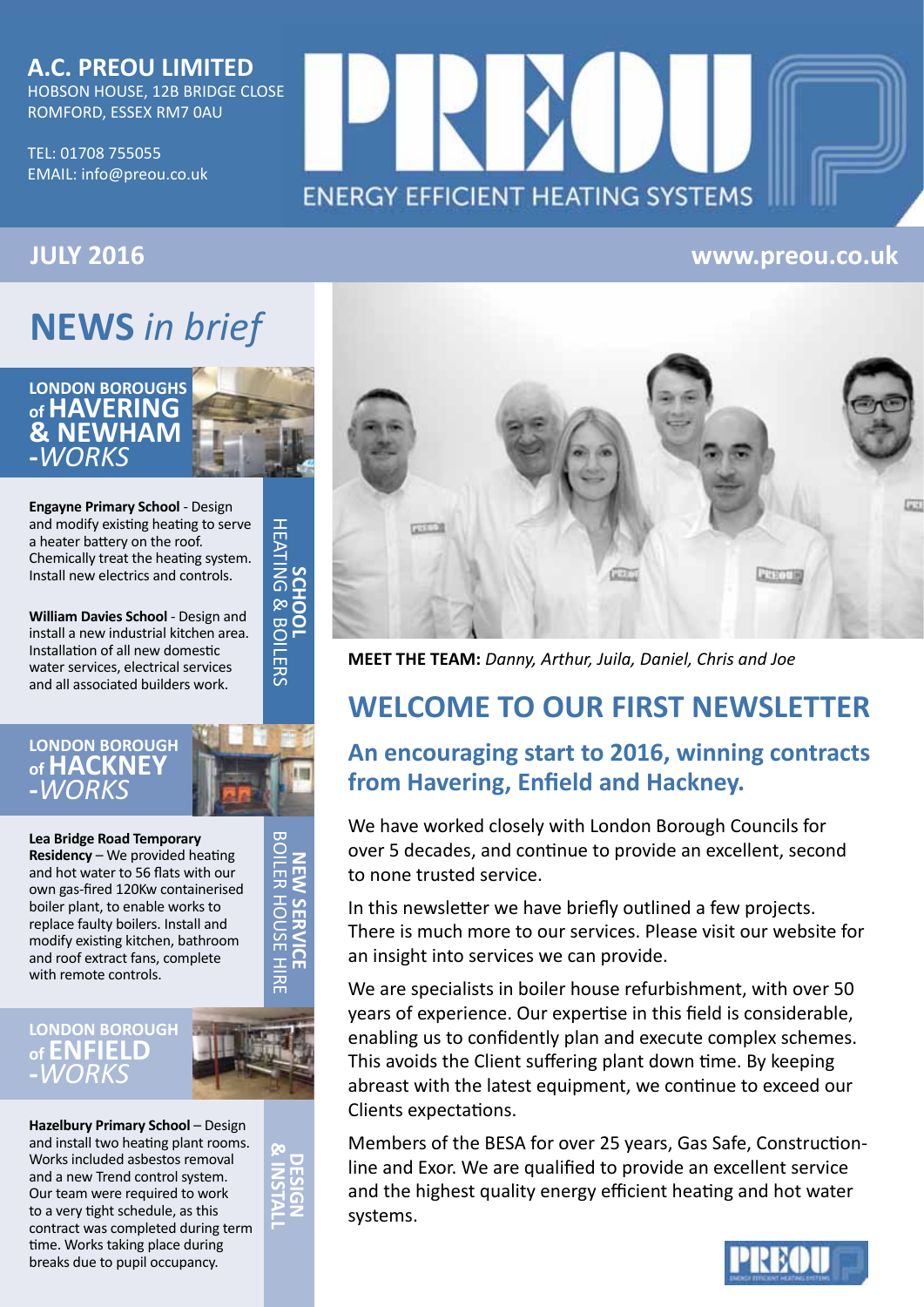**A.C. PREOU LIMITED**
HOBSON HOUSE, 12B BRIDGE CLOSE
ROMFORD, ESSEX RM7 0AU

TEL: 01708 755055
EMAIL: info@preou.co.uk

# PREOU
ENERGY EFFICIENT HEATING SYSTEMS

**JULY 2016** **www.preou.co.uk**

## NEWS *in brief*

### LONDON BOROUGHS of HAVERING & NEWHAM -*WORKS*

**SCHOOL HEATING & BOILERS**

**Engayne Primary School** - Design and modify existing heating to serve a heater battery on the roof. Chemically treat the heating system. Install new electrics and controls.

**William Davies School** - Design and install a new industrial kitchen area. Installation of all new domestic water services, electrical services and all associated builders work.

### LONDON BOROUGH of HACKNEY -*WORKS*

**NEW SERVICE BOILER HOUSE HIRE**

**Lea Bridge Road Temporary Residency** – We provided heating and hot water to 56 flats with our own gas-fired 120Kw containerised boiler plant, to enable works to replace faulty boilers. Install and modify existing kitchen, bathroom and roof extract fans, complete with remote controls.

### LONDON BOROUGH of ENFIELD -*WORKS*

**DESIGN & INSTALL**

**Hazelbury Primary School** – Design and install two heating plant rooms. Works included asbestos removal and a new Trend control system. Our team were required to work to a very tight schedule, as this contract was completed during term time. Works taking place during breaks due to pupil occupancy.

**MEET THE TEAM:** *Danny, Arthur, Juila, Daniel, Chris and Joe*

## WELCOME TO OUR FIRST NEWSLETTER

### An encouraging start to 2016, winning contracts from Havering, Enfield and Hackney.

We have worked closely with London Borough Councils for over 5 decades, and continue to provide an excellent, second to none trusted service.

In this newsletter we have briefly outlined a few projects. There is much more to our services. Please visit our website for an insight into services we can provide.

We are specialists in boiler house refurbishment, with over 50 years of experience. Our expertise in this field is considerable, enabling us to confidently plan and execute complex schemes. This avoids the Client suffering plant down time. By keeping abreast with the latest equipment, we continue to exceed our Clients expectations.

Members of the BESA for over 25 years, Gas Safe, Constructionline and Exor. We are qualified to provide an excellent service and the highest quality energy efficient heating and hot water systems.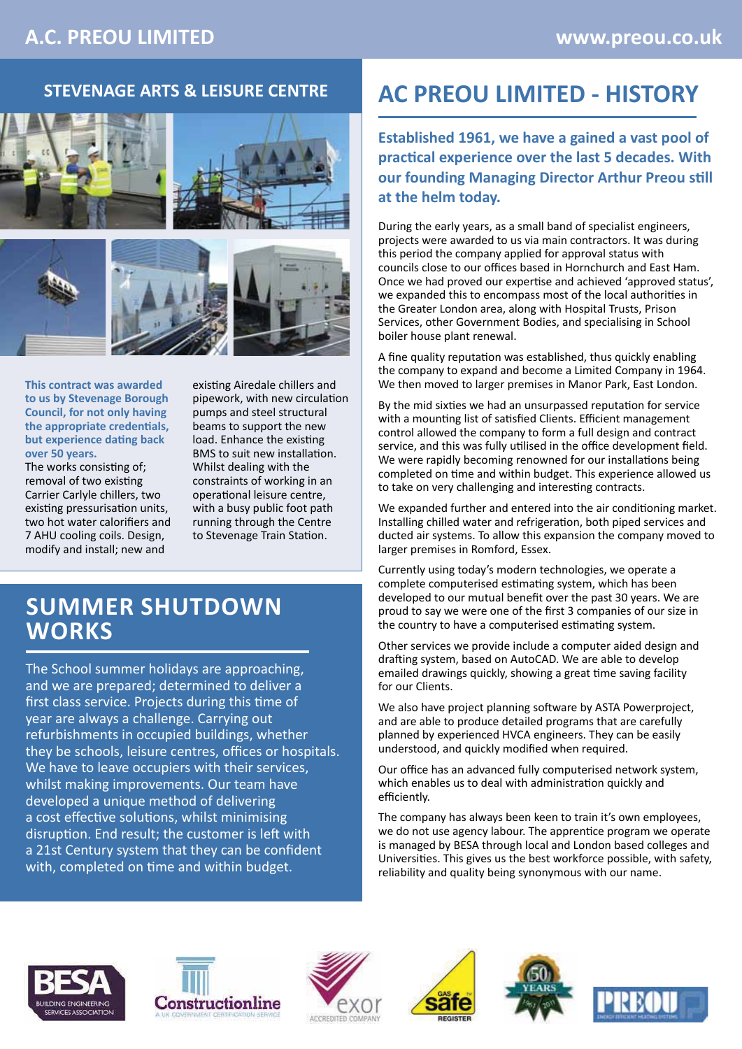## STEVENAGE ARTS & LEISURE CENTRE

**This contract was awarded to us by Stevenage Borough Council, for not only having the appropriate credentials, but experience dating back over 50 years.**

The works consisting of; removal of two existing Carrier Carlyle chillers, two existing pressurisation units, two hot water calorifiers and 7 AHU cooling coils. Design, modify and install; new and existing Airedale chillers and pipework, with new circulation pumps and steel structural beams to support the new load. Enhance the existing BMS to suit new installation. Whilst dealing with the constraints of working in an operational leisure centre, with a busy public foot path running through the Centre to Stevenage Train Station.

## SUMMER SHUTDOWN WORKS

The School summer holidays are approaching, and we are prepared; determined to deliver a first class service. Projects during this time of year are always a challenge. Carrying out refurbishments in occupied buildings, whether they be schools, leisure centres, offices or hospitals. We have to leave occupiers with their services, whilst making improvements. Our team have developed a unique method of delivering a cost effective solutions, whilst minimising disruption. End result; the customer is left with a 21st Century system that they can be confident with, completed on time and within budget.

# AC PREOU LIMITED - HISTORY

**Established 1961, we have a gained a vast pool of practical experience over the last 5 decades. With our founding Managing Director Arthur Preou still at the helm today.**

During the early years, as a small band of specialist engineers, projects were awarded to us via main contractors. It was during this period the company applied for approval status with councils close to our offices based in Hornchurch and East Ham. Once we had proved our expertise and achieved 'approved status', we expanded this to encompass most of the local authorities in the Greater London area, along with Hospital Trusts, Prison Services, other Government Bodies, and specialising in School boiler house plant renewal.

A fine quality reputation was established, thus quickly enabling the company to expand and become a Limited Company in 1964. We then moved to larger premises in Manor Park, East London.

By the mid sixties we had an unsurpassed reputation for service with a mounting list of satisfied Clients. Efficient management control allowed the company to form a full design and contract service, and this was fully utilised in the office development field. We were rapidly becoming renowned for our installations being completed on time and within budget. This experience allowed us to take on very challenging and interesting contracts.

We expanded further and entered into the air conditioning market. Installing chilled water and refrigeration, both piped services and ducted air systems. To allow this expansion the company moved to larger premises in Romford, Essex.

Currently using today's modern technologies, we operate a complete computerised estimating system, which has been developed to our mutual benefit over the past 30 years. We are proud to say we were one of the first 3 companies of our size in the country to have a computerised estimating system.

Other services we provide include a computer aided design and drafting system, based on AutoCAD. We are able to develop emailed drawings quickly, showing a great time saving facility for our Clients.

We also have project planning software by ASTA Powerproject, and are able to produce detailed programs that are carefully planned by experienced HVCA engineers. They can be easily understood, and quickly modified when required.

Our office has an advanced fully computerised network system, which enables us to deal with administration quickly and efficiently.

The company has always been keen to train it's own employees, we do not use agency labour. The apprentice program we operate is managed by BESA through local and London based colleges and Universities. This gives us the best workforce possible, with safety, reliability and quality being synonymous with our name.

BESA BUILDING ENGINEERING SERVICES ASSOCIATION

Constructionline A UK GOVERNMENT CERTIFICATION SERVICE

exor ACCREDITED COMPANY

GAS safe REGISTER

50 YEARS 1961 2011

PREOU ENERGY EFFICIENT HEATING SYSTEMS